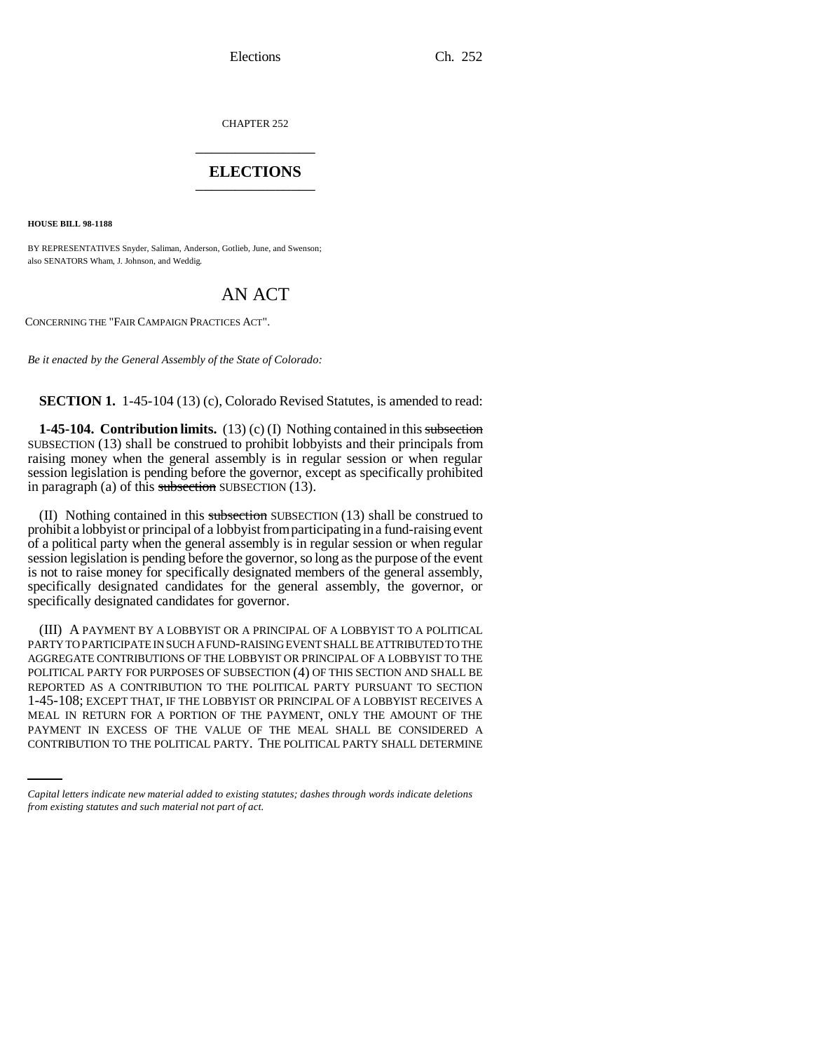CHAPTER 252

# ELECTIONS

**HOUSE BILL 98-1188**

BY REPRESENTATIVES Snyder, Saliman, Anderson, Gotlieb, June, and Swenson;
also SENATORS Wham, J. Johnson, and Weddig.

## AN ACT

CONCERNING THE "FAIR CAMPAIGN PRACTICES ACT".

*Be it enacted by the General Assembly of the State of Colorado:*

**SECTION 1.** 1-45-104 (13) (c), Colorado Revised Statutes, is amended to read:

**1-45-104. Contribution limits.** (13) (c) (I) Nothing contained in this ~~subsection~~ SUBSECTION (13) shall be construed to prohibit lobbyists and their principals from raising money when the general assembly is in regular session or when regular session legislation is pending before the governor, except as specifically prohibited in paragraph (a) of this ~~subsection~~ SUBSECTION (13).

(II) Nothing contained in this ~~subsection~~ SUBSECTION (13) shall be construed to prohibit a lobbyist or principal of a lobbyist from participating in a fund-raising event of a political party when the general assembly is in regular session or when regular session legislation is pending before the governor, so long as the purpose of the event is not to raise money for specifically designated members of the general assembly, specifically designated candidates for the general assembly, the governor, or specifically designated candidates for governor.

(III) A PAYMENT BY A LOBBYIST OR A PRINCIPAL OF A LOBBYIST TO A POLITICAL PARTY TO PARTICIPATE IN SUCH A FUND-RAISING EVENT SHALL BE ATTRIBUTED TO THE AGGREGATE CONTRIBUTIONS OF THE LOBBYIST OR PRINCIPAL OF A LOBBYIST TO THE POLITICAL PARTY FOR PURPOSES OF SUBSECTION (4) OF THIS SECTION AND SHALL BE REPORTED AS A CONTRIBUTION TO THE POLITICAL PARTY PURSUANT TO SECTION 1-45-108; EXCEPT THAT, IF THE LOBBYIST OR PRINCIPAL OF A LOBBYIST RECEIVES A MEAL IN RETURN FOR A PORTION OF THE PAYMENT, ONLY THE AMOUNT OF THE PAYMENT IN EXCESS OF THE VALUE OF THE MEAL SHALL BE CONSIDERED A CONTRIBUTION TO THE POLITICAL PARTY. THE POLITICAL PARTY SHALL DETERMINE

*Capital letters indicate new material added to existing statutes; dashes through words indicate deletions from existing statutes and such material not part of act.*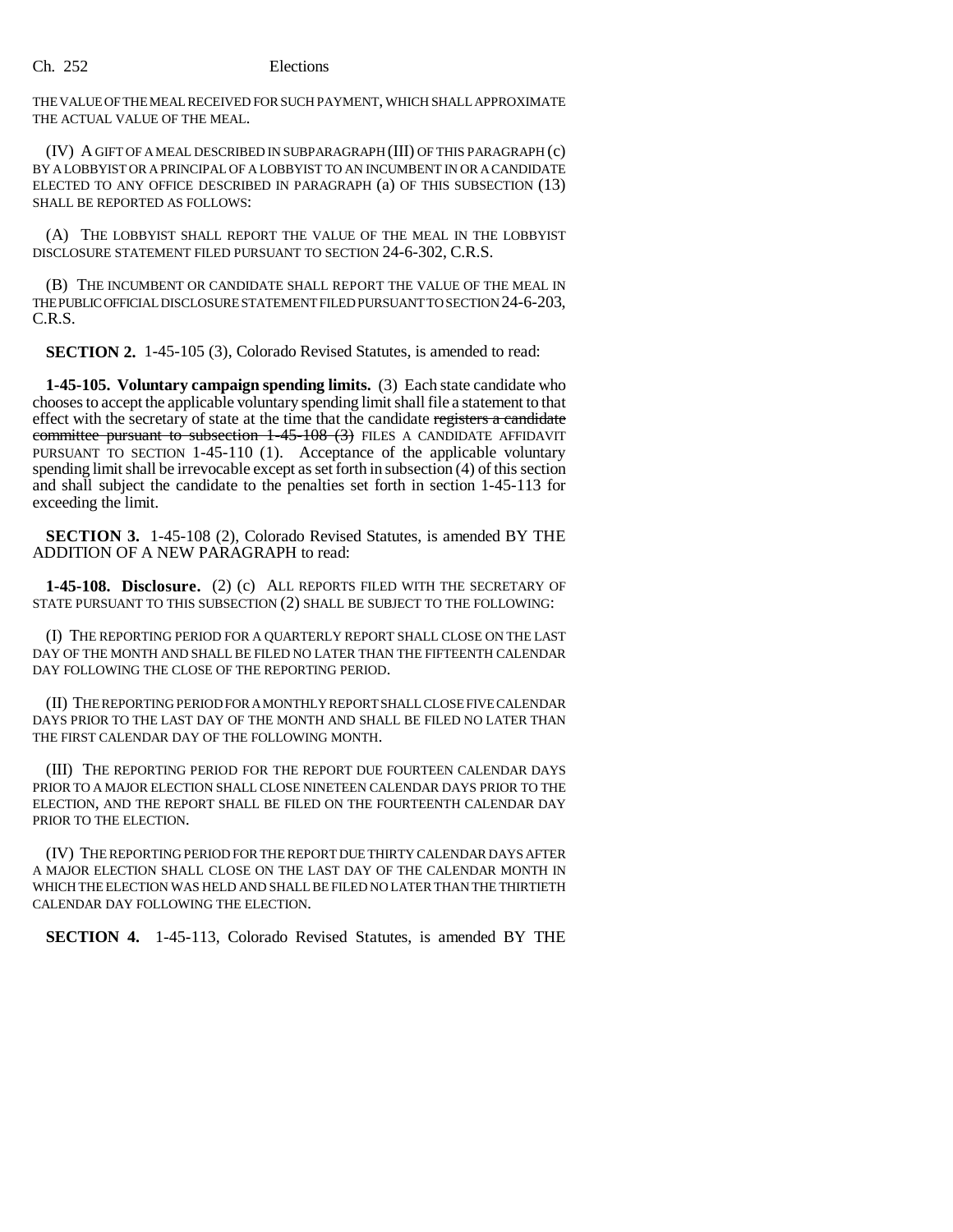THE VALUE OF THE MEAL RECEIVED FOR SUCH PAYMENT, WHICH SHALL APPROXIMATE THE ACTUAL VALUE OF THE MEAL.

(IV) A GIFT OF A MEAL DESCRIBED IN SUBPARAGRAPH (III) OF THIS PARAGRAPH (c) BY A LOBBYIST OR A PRINCIPAL OF A LOBBYIST TO AN INCUMBENT IN OR A CANDIDATE ELECTED TO ANY OFFICE DESCRIBED IN PARAGRAPH (a) OF THIS SUBSECTION (13) SHALL BE REPORTED AS FOLLOWS:

(A) THE LOBBYIST SHALL REPORT THE VALUE OF THE MEAL IN THE LOBBYIST DISCLOSURE STATEMENT FILED PURSUANT TO SECTION 24-6-302, C.R.S.

(B) THE INCUMBENT OR CANDIDATE SHALL REPORT THE VALUE OF THE MEAL IN THE PUBLIC OFFICIAL DISCLOSURE STATEMENT FILED PURSUANT TO SECTION 24-6-203, C.R.S.

**SECTION 2.** 1-45-105 (3), Colorado Revised Statutes, is amended to read:

**1-45-105. Voluntary campaign spending limits.** (3) Each state candidate who chooses to accept the applicable voluntary spending limit shall file a statement to that effect with the secretary of state at the time that the candidate ~~registers a candidate committee pursuant to subsection 1-45-108 (3)~~ FILES A CANDIDATE AFFIDAVIT PURSUANT TO SECTION 1-45-110 (1). Acceptance of the applicable voluntary spending limit shall be irrevocable except as set forth in subsection (4) of this section and shall subject the candidate to the penalties set forth in section 1-45-113 for exceeding the limit.

**SECTION 3.** 1-45-108 (2), Colorado Revised Statutes, is amended BY THE ADDITION OF A NEW PARAGRAPH to read:

**1-45-108. Disclosure.** (2) (c) ALL REPORTS FILED WITH THE SECRETARY OF STATE PURSUANT TO THIS SUBSECTION (2) SHALL BE SUBJECT TO THE FOLLOWING:

(I) THE REPORTING PERIOD FOR A QUARTERLY REPORT SHALL CLOSE ON THE LAST DAY OF THE MONTH AND SHALL BE FILED NO LATER THAN THE FIFTEENTH CALENDAR DAY FOLLOWING THE CLOSE OF THE REPORTING PERIOD.

(II) THE REPORTING PERIOD FOR A MONTHLY REPORT SHALL CLOSE FIVE CALENDAR DAYS PRIOR TO THE LAST DAY OF THE MONTH AND SHALL BE FILED NO LATER THAN THE FIRST CALENDAR DAY OF THE FOLLOWING MONTH.

(III) THE REPORTING PERIOD FOR THE REPORT DUE FOURTEEN CALENDAR DAYS PRIOR TO A MAJOR ELECTION SHALL CLOSE NINETEEN CALENDAR DAYS PRIOR TO THE ELECTION, AND THE REPORT SHALL BE FILED ON THE FOURTEENTH CALENDAR DAY PRIOR TO THE ELECTION.

(IV) THE REPORTING PERIOD FOR THE REPORT DUE THIRTY CALENDAR DAYS AFTER A MAJOR ELECTION SHALL CLOSE ON THE LAST DAY OF THE CALENDAR MONTH IN WHICH THE ELECTION WAS HELD AND SHALL BE FILED NO LATER THAN THE THIRTIETH CALENDAR DAY FOLLOWING THE ELECTION.

**SECTION 4.** 1-45-113, Colorado Revised Statutes, is amended BY THE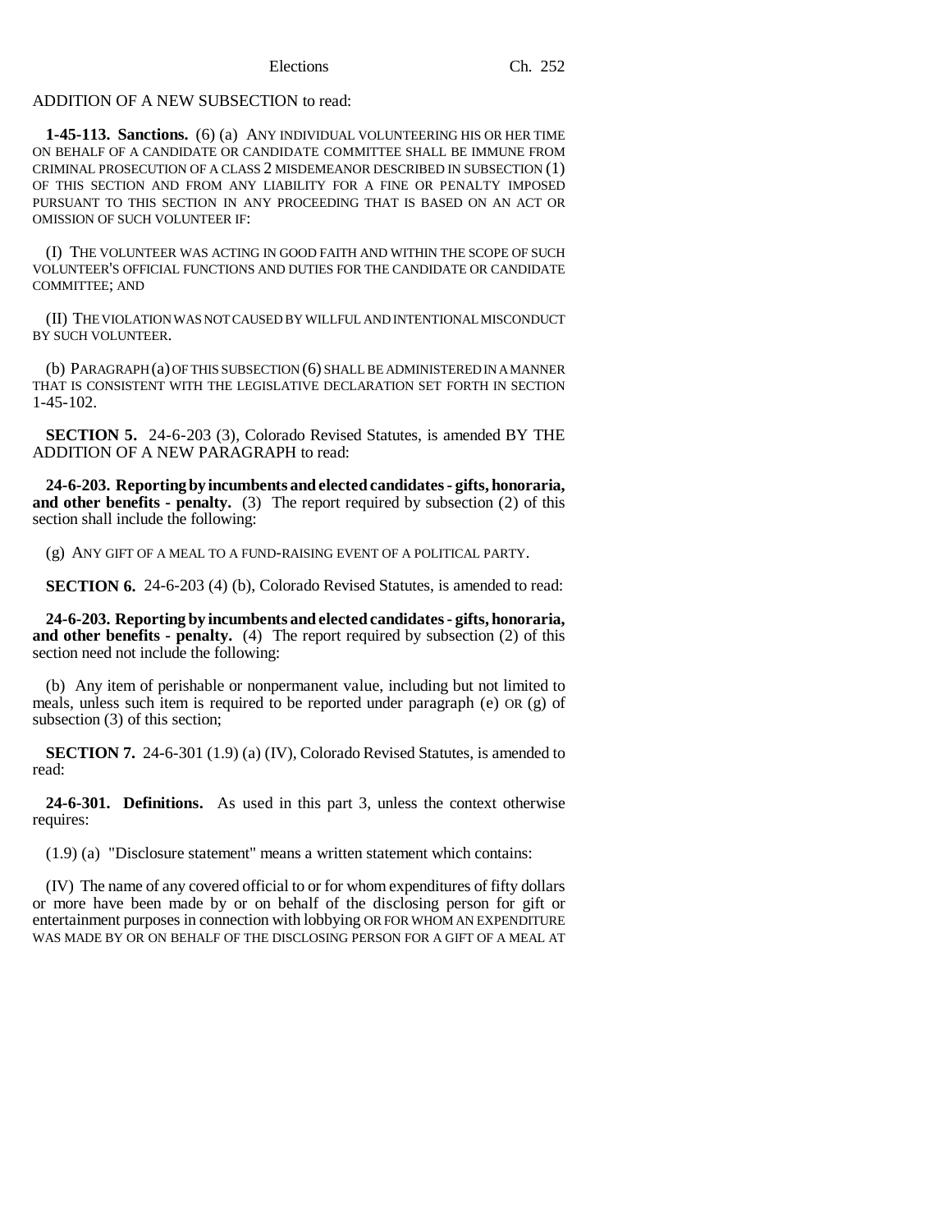ADDITION OF A NEW SUBSECTION to read:

**1-45-113. Sanctions.** (6) (a) ANY INDIVIDUAL VOLUNTEERING HIS OR HER TIME ON BEHALF OF A CANDIDATE OR CANDIDATE COMMITTEE SHALL BE IMMUNE FROM CRIMINAL PROSECUTION OF A CLASS 2 MISDEMEANOR DESCRIBED IN SUBSECTION (1) OF THIS SECTION AND FROM ANY LIABILITY FOR A FINE OR PENALTY IMPOSED PURSUANT TO THIS SECTION IN ANY PROCEEDING THAT IS BASED ON AN ACT OR OMISSION OF SUCH VOLUNTEER IF:

(I) THE VOLUNTEER WAS ACTING IN GOOD FAITH AND WITHIN THE SCOPE OF SUCH VOLUNTEER'S OFFICIAL FUNCTIONS AND DUTIES FOR THE CANDIDATE OR CANDIDATE COMMITTEE; AND

(II) THE VIOLATION WAS NOT CAUSED BY WILLFUL AND INTENTIONAL MISCONDUCT BY SUCH VOLUNTEER.

(b) PARAGRAPH (a) OF THIS SUBSECTION (6) SHALL BE ADMINISTERED IN A MANNER THAT IS CONSISTENT WITH THE LEGISLATIVE DECLARATION SET FORTH IN SECTION 1-45-102.

**SECTION 5.** 24-6-203 (3), Colorado Revised Statutes, is amended BY THE ADDITION OF A NEW PARAGRAPH to read:

**24-6-203. Reporting by incumbents and elected candidates - gifts, honoraria, and other benefits - penalty.** (3) The report required by subsection (2) of this section shall include the following:

(g) ANY GIFT OF A MEAL TO A FUND-RAISING EVENT OF A POLITICAL PARTY.

**SECTION 6.** 24-6-203 (4) (b), Colorado Revised Statutes, is amended to read:

**24-6-203. Reporting by incumbents and elected candidates - gifts, honoraria, and other benefits - penalty.** (4) The report required by subsection (2) of this section need not include the following:

(b) Any item of perishable or nonpermanent value, including but not limited to meals, unless such item is required to be reported under paragraph (e) OR (g) of subsection (3) of this section;

**SECTION 7.** 24-6-301 (1.9) (a) (IV), Colorado Revised Statutes, is amended to read:

**24-6-301. Definitions.** As used in this part 3, unless the context otherwise requires:

(1.9) (a) "Disclosure statement" means a written statement which contains:

(IV) The name of any covered official to or for whom expenditures of fifty dollars or more have been made by or on behalf of the disclosing person for gift or entertainment purposes in connection with lobbying OR FOR WHOM AN EXPENDITURE WAS MADE BY OR ON BEHALF OF THE DISCLOSING PERSON FOR A GIFT OF A MEAL AT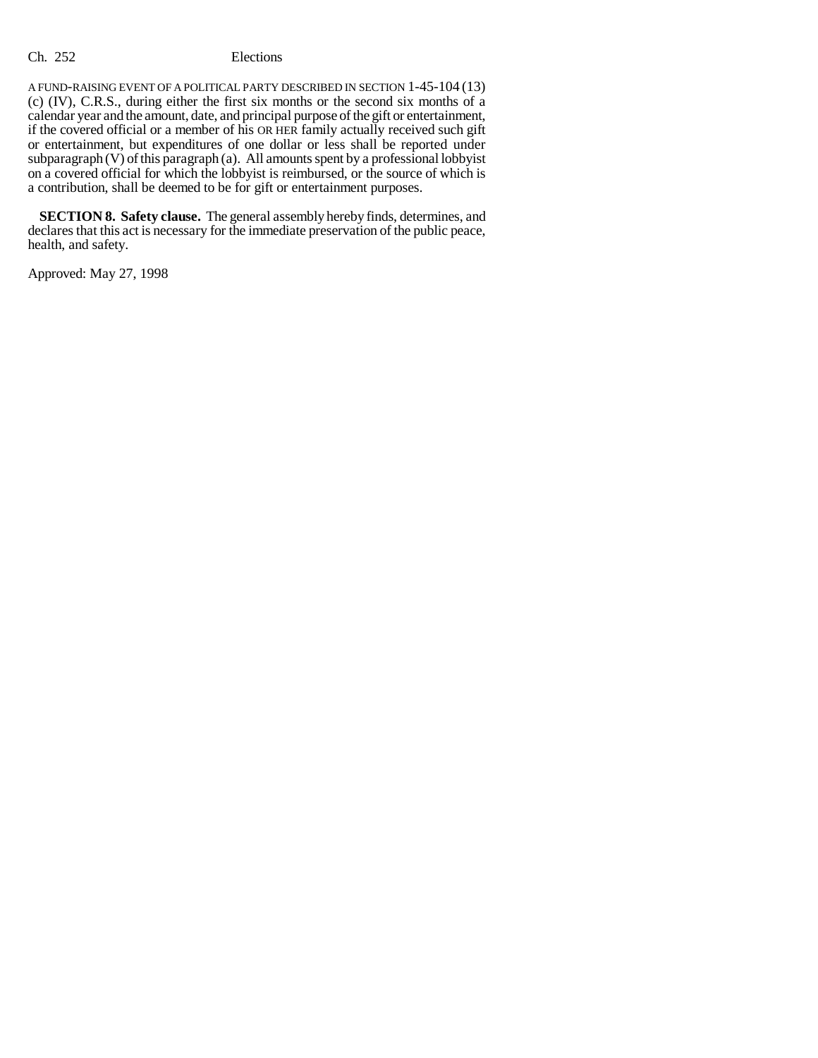A FUND-RAISING EVENT OF A POLITICAL PARTY DESCRIBED IN SECTION 1-45-104 (13) (c) (IV), C.R.S., during either the first six months or the second six months of a calendar year and the amount, date, and principal purpose of the gift or entertainment, if the covered official or a member of his OR HER family actually received such gift or entertainment, but expenditures of one dollar or less shall be reported under subparagraph (V) of this paragraph (a). All amounts spent by a professional lobbyist on a covered official for which the lobbyist is reimbursed, or the source of which is a contribution, shall be deemed to be for gift or entertainment purposes.

**SECTION 8. Safety clause.** The general assembly hereby finds, determines, and declares that this act is necessary for the immediate preservation of the public peace, health, and safety.

Approved: May 27, 1998